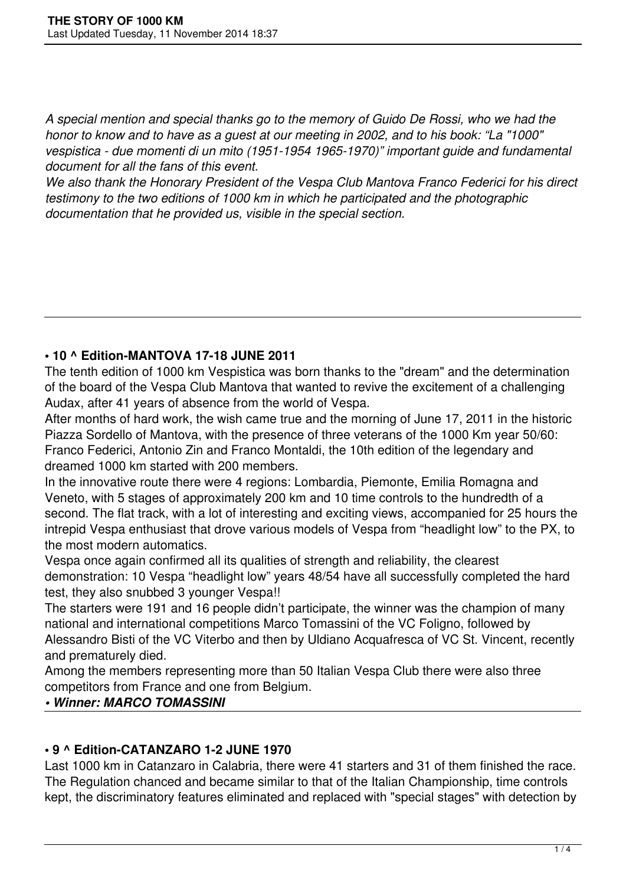*A special mention and special thanks go to the memory of Guido De Rossi, who we had the honor to know and to have as a guest at our meeting in 2002, and to his book: "La "1000" vespistica - due momenti di un mito (1951-1954 1965-1970)" important guide and fundamental document for all the fans of this event.*
*We also thank the Honorary President of the Vespa Club Mantova Franco Federici for his direct testimony to the two editions of 1000 km in which he participated and the photographic documentation that he provided us, visible in the special section.*

---

**• 10 ^ Edition-MANTOVA 17-18 JUNE 2011**

The tenth edition of 1000 km Vespistica was born thanks to the "dream" and the determination of the board of the Vespa Club Mantova that wanted to revive the excitement of a challenging Audax, after 41 years of absence from the world of Vespa.
After months of hard work, the wish came true and the morning of June 17, 2011 in the historic Piazza Sordello of Mantova, with the presence of three veterans of the 1000 Km year 50/60: Franco Federici, Antonio Zin and Franco Montaldi, the 10th edition of the legendary and dreamed 1000 km started with 200 members.
In the innovative route there were 4 regions: Lombardia, Piemonte, Emilia Romagna and Veneto, with 5 stages of approximately 200 km and 10 time controls to the hundredth of a second. The flat track, with a lot of interesting and exciting views, accompanied for 25 hours the intrepid Vespa enthusiast that drove various models of Vespa from "headlight low" to the PX, to the most modern automatics.
Vespa once again confirmed all its qualities of strength and reliability, the clearest demonstration: 10 Vespa "headlight low" years 48/54 have all successfully completed the hard test, they also snubbed 3 younger Vespa!!
The starters were 191 and 16 people didn't participate, the winner was the champion of many national and international competitions Marco Tomassini of the VC Foligno, followed by Alessandro Bisti of the VC Viterbo and then by Uldiano Acquafresca of VC St. Vincent, recently and prematurely died.
Among the members representing more than 50 Italian Vespa Club there were also three competitors from France and one from Belgium.

***• Winner: MARCO TOMASSINI***

---

**• 9 ^ Edition-CATANZARO 1-2 JUNE 1970**

Last 1000 km in Catanzaro in Calabria, there were 41 starters and 31 of them finished the race. The Regulation chanced and became similar to that of the Italian Championship, time controls kept, the discriminatory features eliminated and replaced with "special stages" with detection by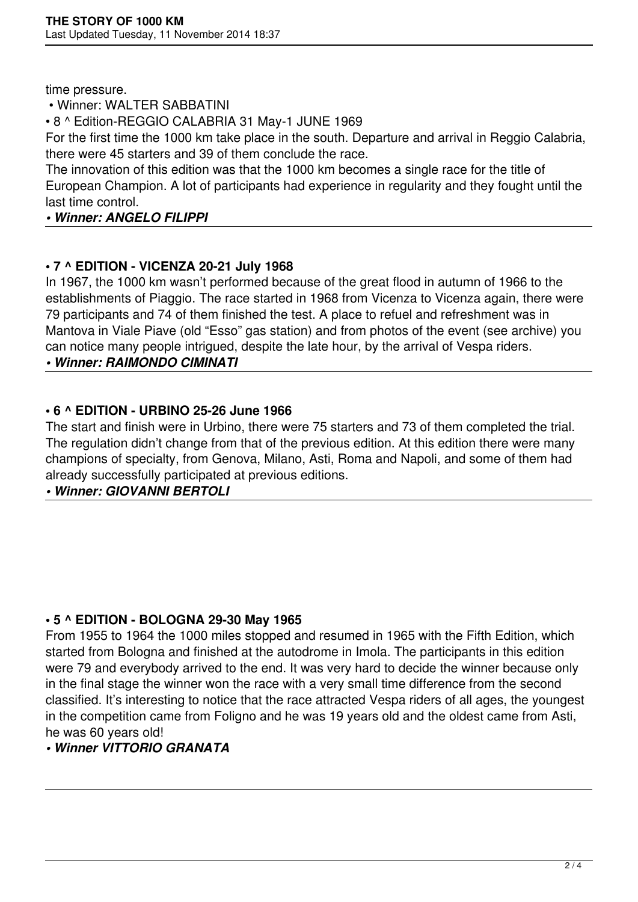time pressure.

• Winner: WALTER SABBATINI

• 8 ^ Edition-REGGIO CALABRIA 31 May-1 JUNE 1969

For the first time the 1000 km take place in the south. Departure and arrival in Reggio Calabria, there were 45 starters and 39 of them conclude the race.

The innovation of this edition was that the 1000 km becomes a single race for the title of European Champion. A lot of participants had experience in regularity and they fought until the last time control.

***• Winner: ANGELO FILIPPI***

---

**• 7 ^ EDITION - VICENZA 20-21 July 1968**

In 1967, the 1000 km wasn't performed because of the great flood in autumn of 1966 to the establishments of Piaggio. The race started in 1968 from Vicenza to Vicenza again, there were 79 participants and 74 of them finished the test. A place to refuel and refreshment was in Mantova in Viale Piave (old "Esso" gas station) and from photos of the event (see archive) you can notice many people intrigued, despite the late hour, by the arrival of Vespa riders.

***• Winner: RAIMONDO CIMINATI***

---

**• 6 ^ EDITION - URBINO 25-26 June 1966**

The start and finish were in Urbino, there were 75 starters and 73 of them completed the trial. The regulation didn't change from that of the previous edition. At this edition there were many champions of specialty, from Genova, Milano, Asti, Roma and Napoli, and some of them had already successfully participated at previous editions.

***• Winner: GIOVANNI BERTOLI***

---

**• 5 ^ EDITION - BOLOGNA 29-30 May 1965**

From 1955 to 1964 the 1000 miles stopped and resumed in 1965 with the Fifth Edition, which started from Bologna and finished at the autodrome in Imola. The participants in this edition were 79 and everybody arrived to the end. It was very hard to decide the winner because only in the final stage the winner won the race with a very small time difference from the second classified. It's interesting to notice that the race attracted Vespa riders of all ages, the youngest in the competition came from Foligno and he was 19 years old and the oldest came from Asti, he was 60 years old!

***• Winner VITTORIO GRANATA***

---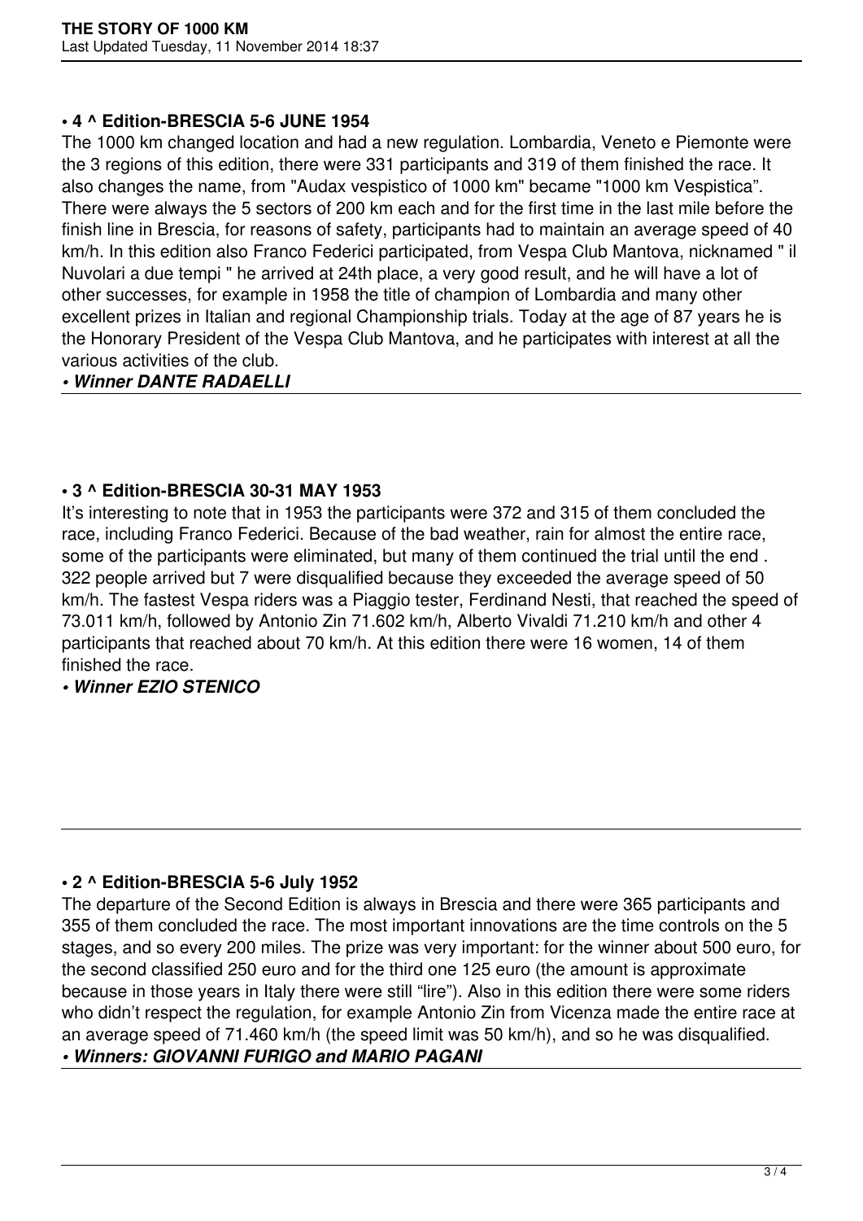**• 4 ^ Edition-BRESCIA 5-6 JUNE 1954**

The 1000 km changed location and had a new regulation. Lombardia, Veneto e Piemonte were the 3 regions of this edition, there were 331 participants and 319 of them finished the race. It also changes the name, from "Audax vespistico of 1000 km" became "1000 km Vespistica". There were always the 5 sectors of 200 km each and for the first time in the last mile before the finish line in Brescia, for reasons of safety, participants had to maintain an average speed of 40 km/h. In this edition also Franco Federici participated, from Vespa Club Mantova, nicknamed " il Nuvolari a due tempi " he arrived at 24th place, a very good result, and he will have a lot of other successes, for example in 1958 the title of champion of Lombardia and many other excellent prizes in Italian and regional Championship trials. Today at the age of 87 years he is the Honorary President of the Vespa Club Mantova, and he participates with interest at all the various activities of the club.

***• Winner DANTE RADAELLI***

---

**• 3 ^ Edition-BRESCIA 30-31 MAY 1953**

It's interesting to note that in 1953 the participants were 372 and 315 of them concluded the race, including Franco Federici. Because of the bad weather, rain for almost the entire race, some of the participants were eliminated, but many of them continued the trial until the end . 322 people arrived but 7 were disqualified because they exceeded the average speed of 50 km/h. The fastest Vespa riders was a Piaggio tester, Ferdinand Nesti, that reached the speed of 73.011 km/h, followed by Antonio Zin 71.602 km/h, Alberto Vivaldi 71.210 km/h and other 4 participants that reached about 70 km/h. At this edition there were 16 women, 14 of them finished the race.

***• Winner EZIO STENICO***

---

**• 2 ^ Edition-BRESCIA 5-6 July 1952**

The departure of the Second Edition is always in Brescia and there were 365 participants and 355 of them concluded the race. The most important innovations are the time controls on the 5 stages, and so every 200 miles. The prize was very important: for the winner about 500 euro, for the second classified 250 euro and for the third one 125 euro (the amount is approximate because in those years in Italy there were still "lire"). Also in this edition there were some riders who didn't respect the regulation, for example Antonio Zin from Vicenza made the entire race at an average speed of 71.460 km/h (the speed limit was 50 km/h), and so he was disqualified.

***• Winners: GIOVANNI FURIGO and MARIO PAGANI***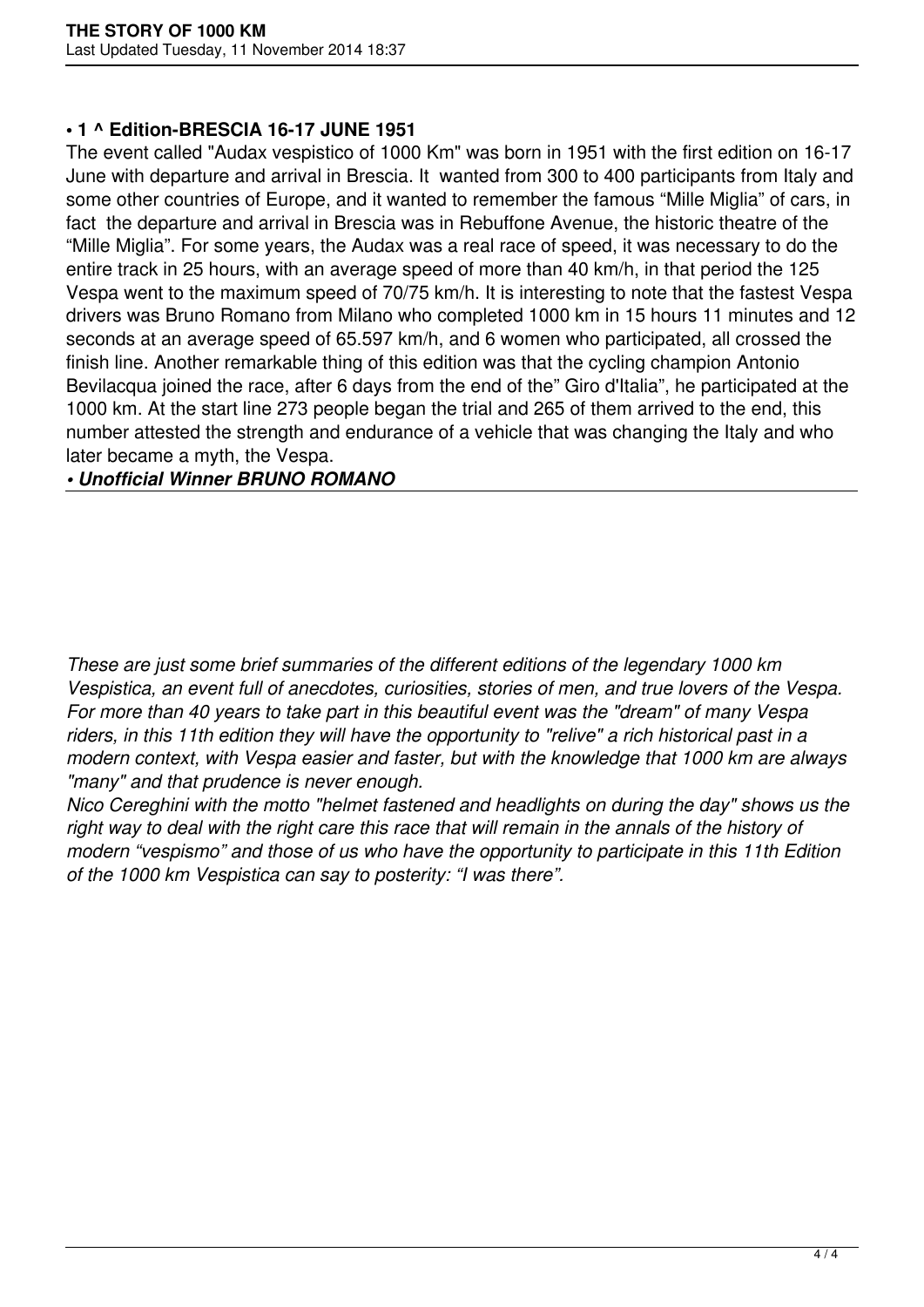### • 1 ^ Edition-BRESCIA 16-17 JUNE 1951

The event called "Audax vespistico of 1000 Km" was born in 1951 with the first edition on 16-17 June with departure and arrival in Brescia. It wanted from 300 to 400 participants from Italy and some other countries of Europe, and it wanted to remember the famous “Mille Miglia” of cars, in fact the departure and arrival in Brescia was in Rebuffone Avenue, the historic theatre of the “Mille Miglia”. For some years, the Audax was a real race of speed, it was necessary to do the entire track in 25 hours, with an average speed of more than 40 km/h, in that period the 125 Vespa went to the maximum speed of 70/75 km/h. It is interesting to note that the fastest Vespa drivers was Bruno Romano from Milano who completed 1000 km in 15 hours 11 minutes and 12 seconds at an average speed of 65.597 km/h, and 6 women who participated, all crossed the finish line. Another remarkable thing of this edition was that the cycling champion Antonio Bevilacqua joined the race, after 6 days from the end of the” Giro d'Italia”, he participated at the 1000 km. At the start line 273 people began the trial and 265 of them arrived to the end, this number attested the strength and endurance of a vehicle that was changing the Italy and who later became a myth, the Vespa.

***• Unofficial Winner BRUNO ROMANO***

---

*These are just some brief summaries of the different editions of the legendary 1000 km Vespistica, an event full of anecdotes, curiosities, stories of men, and true lovers of the Vespa. For more than 40 years to take part in this beautiful event was the "dream" of many Vespa riders, in this 11th edition they will have the opportunity to "relive" a rich historical past in a modern context, with Vespa easier and faster, but with the knowledge that 1000 km are always "many" and that prudence is never enough.*

*Nico Cereghini with the motto "helmet fastened and headlights on during the day" shows us the right way to deal with the right care this race that will remain in the annals of the history of modern “vespismo” and those of us who have the opportunity to participate in this 11th Edition of the 1000 km Vespistica can say to posterity: “I was there”.*